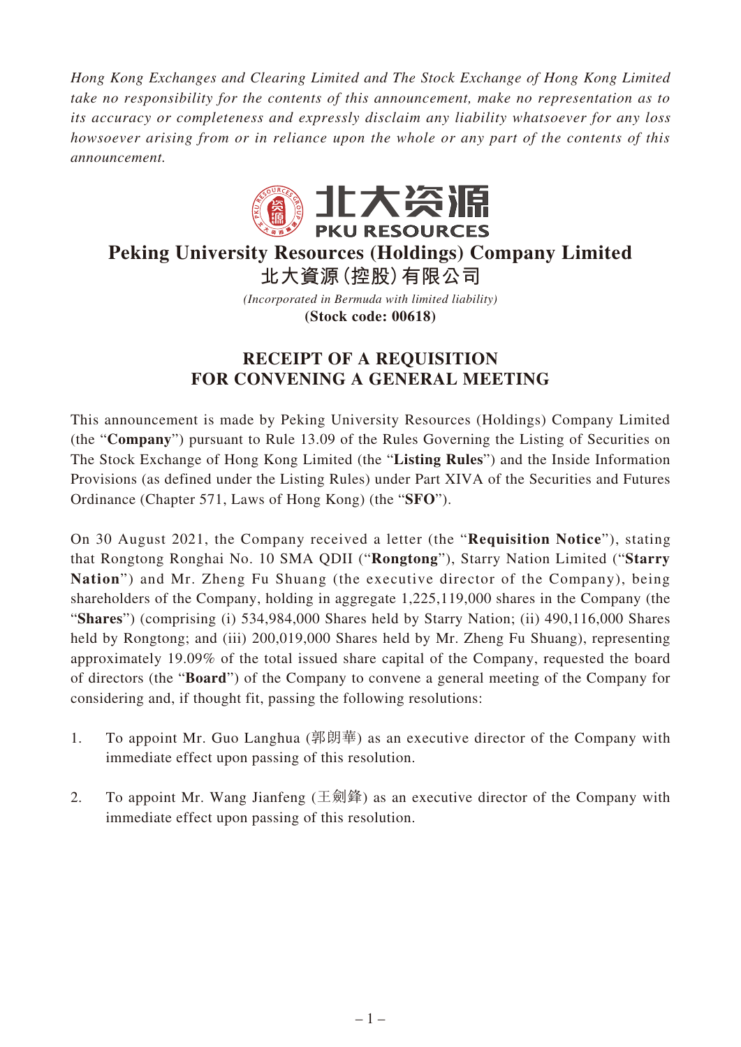*Hong Kong Exchanges and Clearing Limited and The Stock Exchange of Hong Kong Limited take no responsibility for the contents of this announcement, make no representation as to its accuracy or completeness and expressly disclaim any liability whatsoever for any loss howsoever arising from or in reliance upon the whole or any part of the contents of this announcement.*

北大资源
PKU RESOURCES

# Peking University Resources (Holdings) Company Limited
# 北大資源(控股)有限公司

*(Incorporated in Bermuda with limited liability)*

**(Stock code: 00618)**

## RECEIPT OF A REQUISITION FOR CONVENING A GENERAL MEETING

This announcement is made by Peking University Resources (Holdings) Company Limited (the "**Company**") pursuant to Rule 13.09 of the Rules Governing the Listing of Securities on The Stock Exchange of Hong Kong Limited (the "**Listing Rules**") and the Inside Information Provisions (as defined under the Listing Rules) under Part XIVA of the Securities and Futures Ordinance (Chapter 571, Laws of Hong Kong) (the "**SFO**").

On 30 August 2021, the Company received a letter (the "**Requisition Notice**"), stating that Rongtong Ronghai No. 10 SMA QDII ("**Rongtong**"), Starry Nation Limited ("**Starry Nation**") and Mr. Zheng Fu Shuang (the executive director of the Company), being shareholders of the Company, holding in aggregate 1,225,119,000 shares in the Company (the "**Shares**") (comprising (i) 534,984,000 Shares held by Starry Nation; (ii) 490,116,000 Shares held by Rongtong; and (iii) 200,019,000 Shares held by Mr. Zheng Fu Shuang), representing approximately 19.09% of the total issued share capital of the Company, requested the board of directors (the "**Board**") of the Company to convene a general meeting of the Company for considering and, if thought fit, passing the following resolutions:

1. To appoint Mr. Guo Langhua (郭朗華) as an executive director of the Company with immediate effect upon passing of this resolution.

2. To appoint Mr. Wang Jianfeng (王劍鋒) as an executive director of the Company with immediate effect upon passing of this resolution.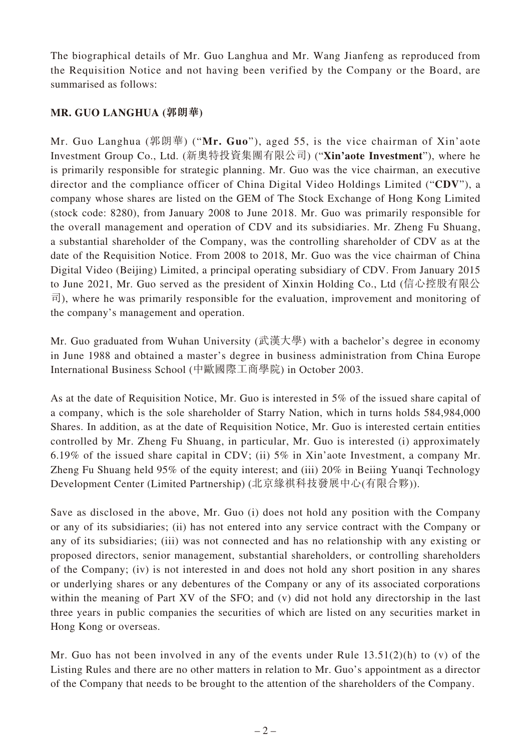The biographical details of Mr. Guo Langhua and Mr. Wang Jianfeng as reproduced from the Requisition Notice and not having been verified by the Company or the Board, are summarised as follows:

## MR. GUO LANGHUA (郭朗華)

Mr. Guo Langhua (郭朗華) ("**Mr. Guo**"), aged 55, is the vice chairman of Xin'aote Investment Group Co., Ltd. (新奧特投資集團有限公司) ("**Xin'aote Investment**"), where he is primarily responsible for strategic planning. Mr. Guo was the vice chairman, an executive director and the compliance officer of China Digital Video Holdings Limited ("**CDV**"), a company whose shares are listed on the GEM of The Stock Exchange of Hong Kong Limited (stock code: 8280), from January 2008 to June 2018. Mr. Guo was primarily responsible for the overall management and operation of CDV and its subsidiaries. Mr. Zheng Fu Shuang, a substantial shareholder of the Company, was the controlling shareholder of CDV as at the date of the Requisition Notice. From 2008 to 2018, Mr. Guo was the vice chairman of China Digital Video (Beijing) Limited, a principal operating subsidiary of CDV. From January 2015 to June 2021, Mr. Guo served as the president of Xinxin Holding Co., Ltd (信心控股有限公司), where he was primarily responsible for the evaluation, improvement and monitoring of the company's management and operation.

Mr. Guo graduated from Wuhan University (武漢大學) with a bachelor's degree in economy in June 1988 and obtained a master's degree in business administration from China Europe International Business School (中歐國際工商學院) in October 2003.

As at the date of Requisition Notice, Mr. Guo is interested in 5% of the issued share capital of a company, which is the sole shareholder of Starry Nation, which in turns holds 584,984,000 Shares. In addition, as at the date of Requisition Notice, Mr. Guo is interested certain entities controlled by Mr. Zheng Fu Shuang, in particular, Mr. Guo is interested (i) approximately 6.19% of the issued share capital in CDV; (ii) 5% in Xin'aote Investment, a company Mr. Zheng Fu Shuang held 95% of the equity interest; and (iii) 20% in Beiing Yuanqi Technology Development Center (Limited Partnership) (北京緣祺科技發展中心(有限合夥)).

Save as disclosed in the above, Mr. Guo (i) does not hold any position with the Company or any of its subsidiaries; (ii) has not entered into any service contract with the Company or any of its subsidiaries; (iii) was not connected and has no relationship with any existing or proposed directors, senior management, substantial shareholders, or controlling shareholders of the Company; (iv) is not interested in and does not hold any short position in any shares or underlying shares or any debentures of the Company or any of its associated corporations within the meaning of Part XV of the SFO; and (v) did not hold any directorship in the last three years in public companies the securities of which are listed on any securities market in Hong Kong or overseas.

Mr. Guo has not been involved in any of the events under Rule 13.51(2)(h) to (v) of the Listing Rules and there are no other matters in relation to Mr. Guo's appointment as a director of the Company that needs to be brought to the attention of the shareholders of the Company.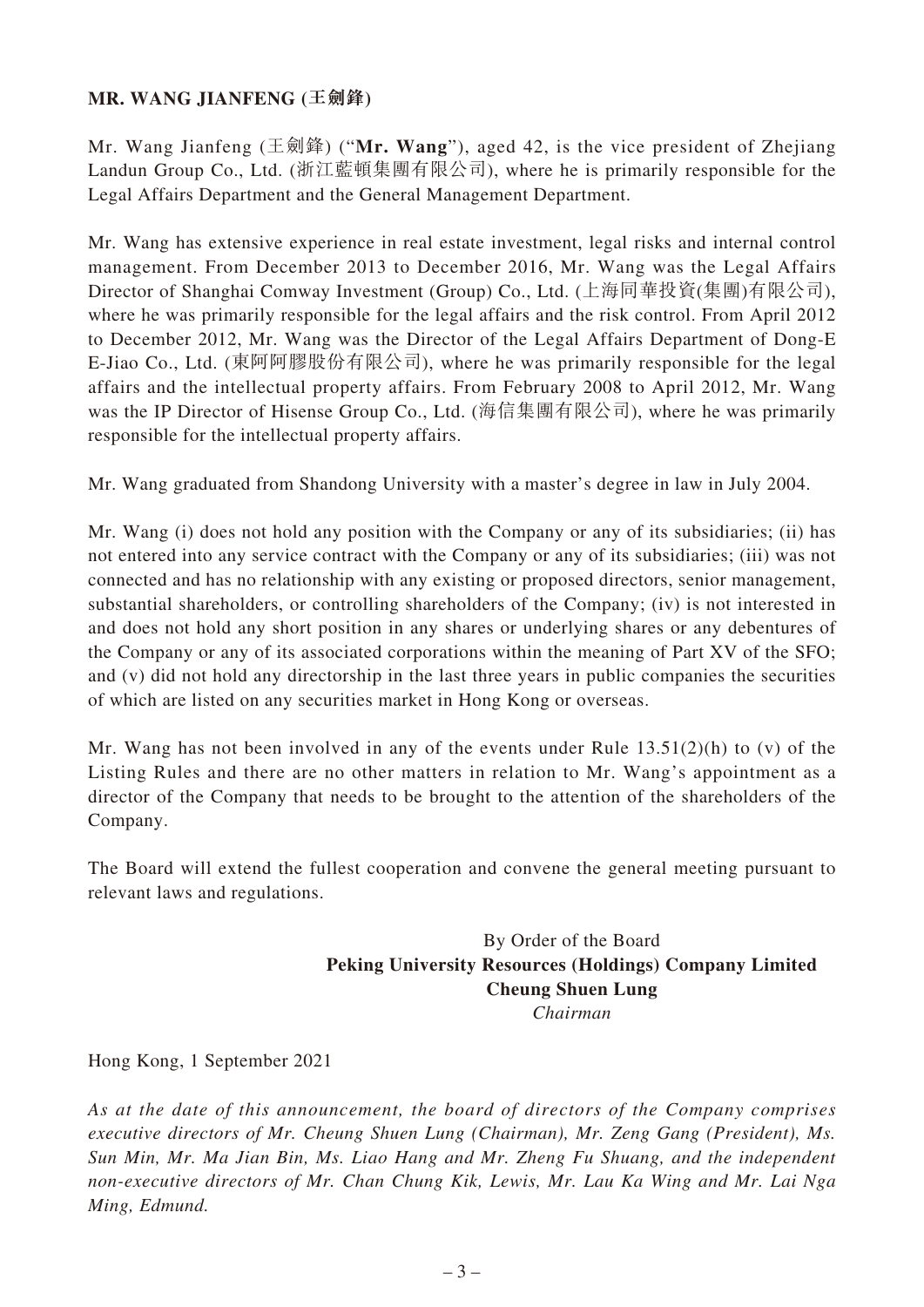**MR. WANG JIANFENG (王劍鋒)**

Mr. Wang Jianfeng (王劍鋒) ("**Mr. Wang**"), aged 42, is the vice president of Zhejiang Landun Group Co., Ltd. (浙江藍頓集團有限公司), where he is primarily responsible for the Legal Affairs Department and the General Management Department.

Mr. Wang has extensive experience in real estate investment, legal risks and internal control management. From December 2013 to December 2016, Mr. Wang was the Legal Affairs Director of Shanghai Comway Investment (Group) Co., Ltd. (上海同華投資(集團)有限公司), where he was primarily responsible for the legal affairs and the risk control. From April 2012 to December 2012, Mr. Wang was the Director of the Legal Affairs Department of Dong-E E-Jiao Co., Ltd. (東阿阿膠股份有限公司), where he was primarily responsible for the legal affairs and the intellectual property affairs. From February 2008 to April 2012, Mr. Wang was the IP Director of Hisense Group Co., Ltd. (海信集團有限公司), where he was primarily responsible for the intellectual property affairs.

Mr. Wang graduated from Shandong University with a master's degree in law in July 2004.

Mr. Wang (i) does not hold any position with the Company or any of its subsidiaries; (ii) has not entered into any service contract with the Company or any of its subsidiaries; (iii) was not connected and has no relationship with any existing or proposed directors, senior management, substantial shareholders, or controlling shareholders of the Company; (iv) is not interested in and does not hold any short position in any shares or underlying shares or any debentures of the Company or any of its associated corporations within the meaning of Part XV of the SFO; and (v) did not hold any directorship in the last three years in public companies the securities of which are listed on any securities market in Hong Kong or overseas.

Mr. Wang has not been involved in any of the events under Rule 13.51(2)(h) to (v) of the Listing Rules and there are no other matters in relation to Mr. Wang's appointment as a director of the Company that needs to be brought to the attention of the shareholders of the Company.

The Board will extend the fullest cooperation and convene the general meeting pursuant to relevant laws and regulations.

By Order of the Board
**Peking University Resources (Holdings) Company Limited**
**Cheung Shuen Lung**
*Chairman*

Hong Kong, 1 September 2021

*As at the date of this announcement, the board of directors of the Company comprises executive directors of Mr. Cheung Shuen Lung (Chairman), Mr. Zeng Gang (President), Ms. Sun Min, Mr. Ma Jian Bin, Ms. Liao Hang and Mr. Zheng Fu Shuang, and the independent non-executive directors of Mr. Chan Chung Kik, Lewis, Mr. Lau Ka Wing and Mr. Lai Nga Ming, Edmund.*